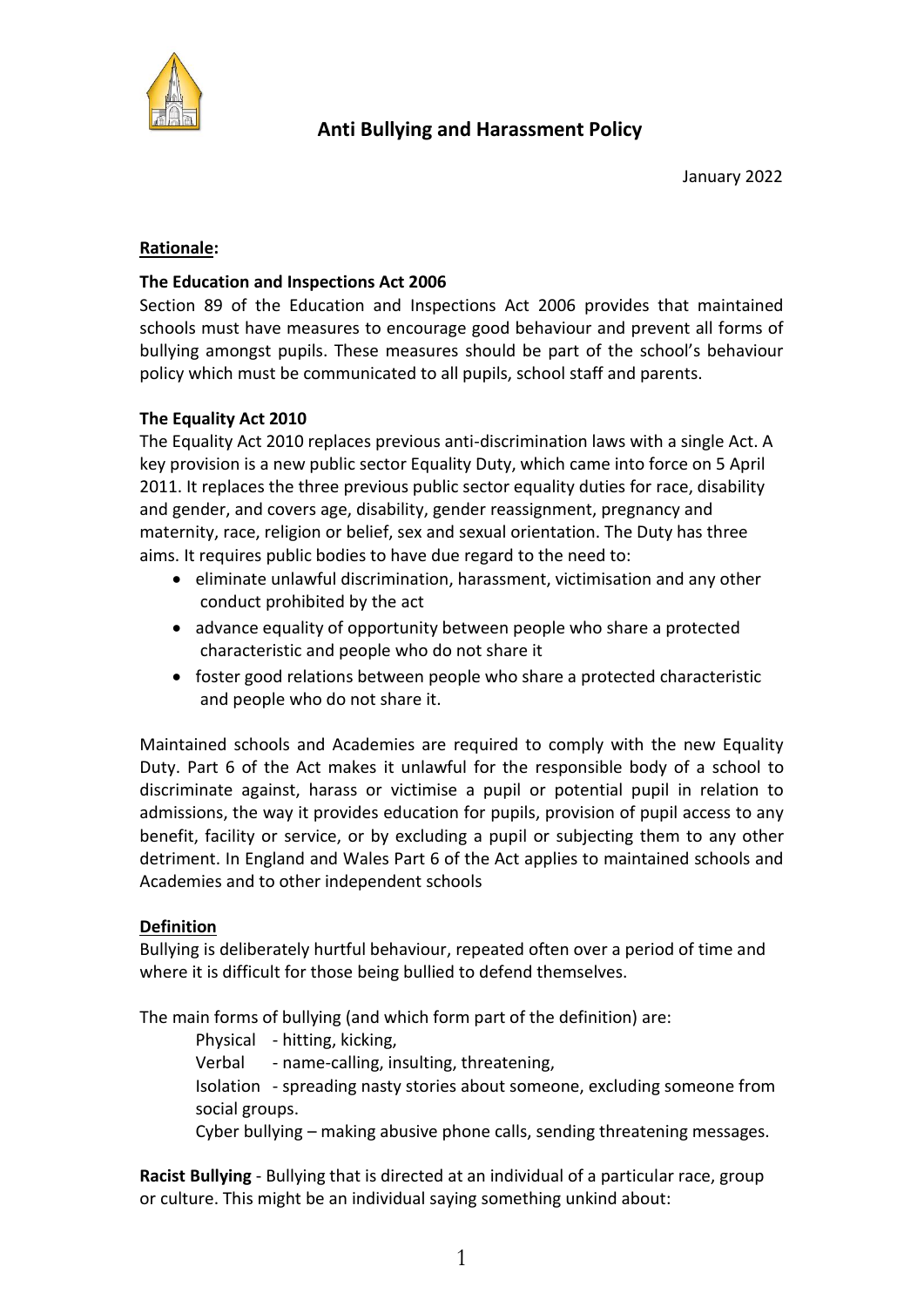# Anti Bullying and Harassment Policy

January 2022

**Rationale:**

**The Education and Inspections Act 2006**

Section 89 of the Education and Inspections Act 2006 provides that maintained schools must have measures to encourage good behaviour and prevent all forms of bullying amongst pupils. These measures should be part of the school's behaviour policy which must be communicated to all pupils, school staff and parents.

**The Equality Act 2010**

The Equality Act 2010 replaces previous anti-discrimination laws with a single Act. A key provision is a new public sector Equality Duty, which came into force on 5 April 2011. It replaces the three previous public sector equality duties for race, disability and gender, and covers age, disability, gender reassignment, pregnancy and maternity, race, religion or belief, sex and sexual orientation. The Duty has three aims. It requires public bodies to have due regard to the need to:

- eliminate unlawful discrimination, harassment, victimisation and any other conduct prohibited by the act
- advance equality of opportunity between people who share a protected characteristic and people who do not share it
- foster good relations between people who share a protected characteristic and people who do not share it.

Maintained schools and Academies are required to comply with the new Equality Duty. Part 6 of the Act makes it unlawful for the responsible body of a school to discriminate against, harass or victimise a pupil or potential pupil in relation to admissions, the way it provides education for pupils, provision of pupil access to any benefit, facility or service, or by excluding a pupil or subjecting them to any other detriment. In England and Wales Part 6 of the Act applies to maintained schools and Academies and to other independent schools

**Definition**

Bullying is deliberately hurtful behaviour, repeated often over a period of time and where it is difficult for those being bullied to defend themselves.

The main forms of bullying (and which form part of the definition) are:

Physical - hitting, kicking,
Verbal - name-calling, insulting, threatening,
Isolation - spreading nasty stories about someone, excluding someone from social groups.
Cyber bullying – making abusive phone calls, sending threatening messages.

**Racist Bullying** - Bullying that is directed at an individual of a particular race, group or culture. This might be an individual saying something unkind about: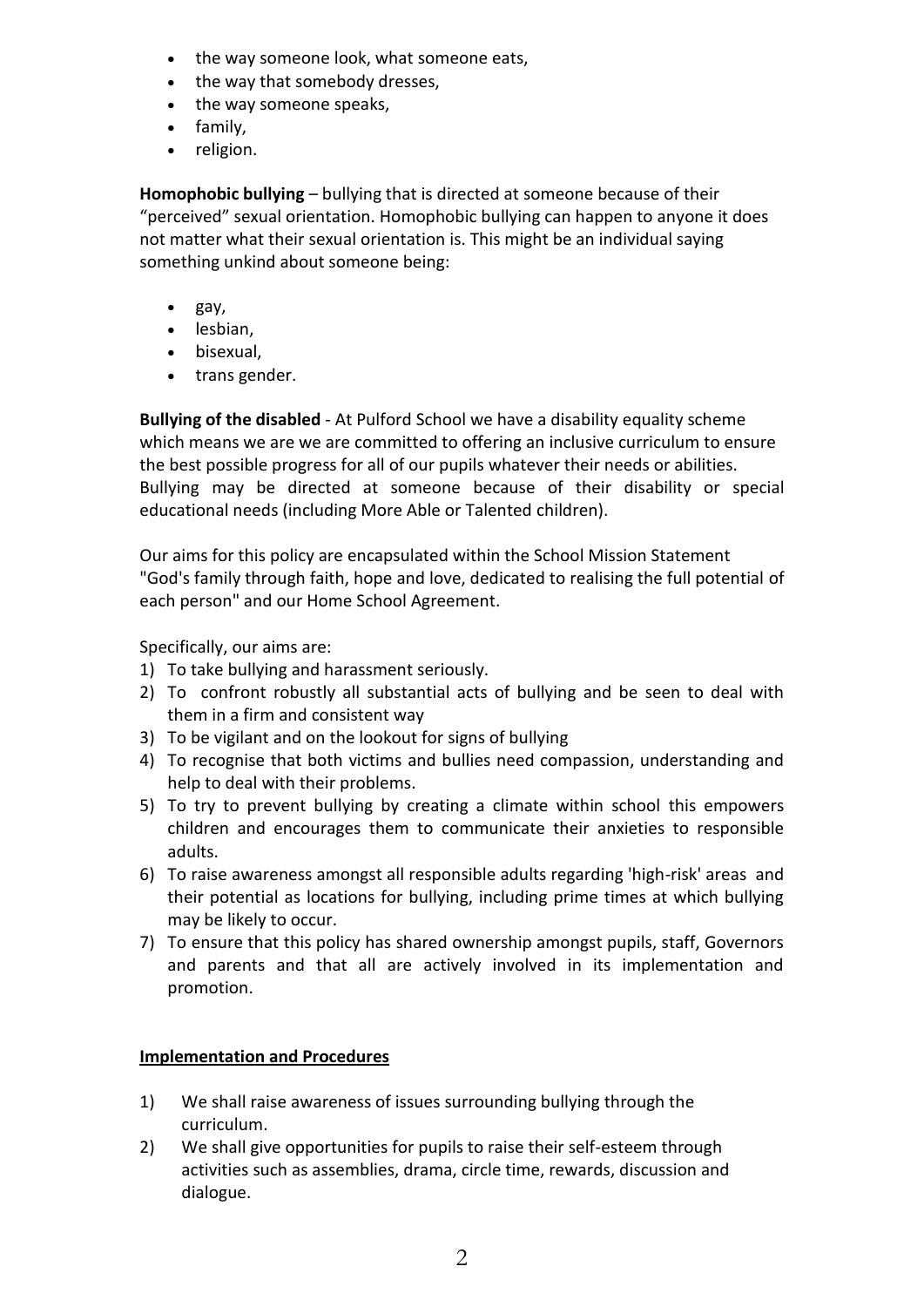- the way someone look, what someone eats,
- the way that somebody dresses,
- the way someone speaks,
- family,
- religion.

**Homophobic bullying** – bullying that is directed at someone because of their "perceived" sexual orientation. Homophobic bullying can happen to anyone it does not matter what their sexual orientation is. This might be an individual saying something unkind about someone being:

- gay,
- lesbian,
- bisexual,
- trans gender.

**Bullying of the disabled** - At Pulford School we have a disability equality scheme which means we are we are committed to offering an inclusive curriculum to ensure the best possible progress for all of our pupils whatever their needs or abilities. Bullying may be directed at someone because of their disability or special educational needs (including More Able or Talented children).

Our aims for this policy are encapsulated within the School Mission Statement "God's family through faith, hope and love, dedicated to realising the full potential of each person" and our Home School Agreement.

Specifically, our aims are:

1) To take bullying and harassment seriously.
2) To confront robustly all substantial acts of bullying and be seen to deal with them in a firm and consistent way
3) To be vigilant and on the lookout for signs of bullying
4) To recognise that both victims and bullies need compassion, understanding and help to deal with their problems.
5) To try to prevent bullying by creating a climate within school this empowers children and encourages them to communicate their anxieties to responsible adults.
6) To raise awareness amongst all responsible adults regarding 'high-risk' areas and their potential as locations for bullying, including prime times at which bullying may be likely to occur.
7) To ensure that this policy has shared ownership amongst pupils, staff, Governors and parents and that all are actively involved in its implementation and promotion.

## Implementation and Procedures

1) We shall raise awareness of issues surrounding bullying through the curriculum.
2) We shall give opportunities for pupils to raise their self-esteem through activities such as assemblies, drama, circle time, rewards, discussion and dialogue.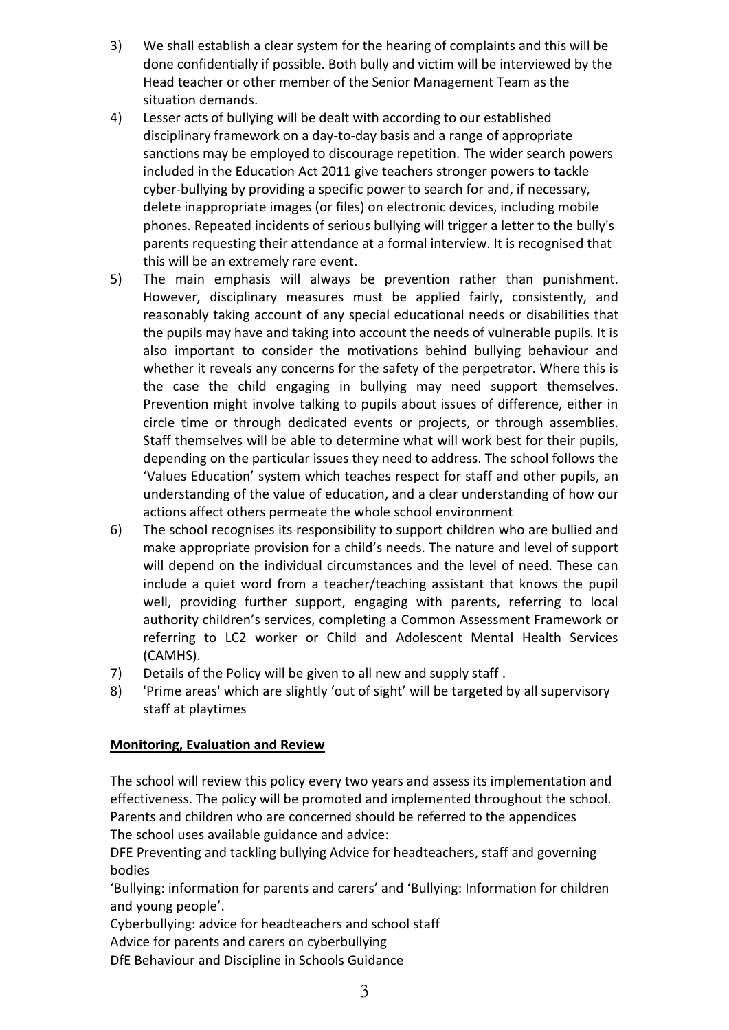3) We shall establish a clear system for the hearing of complaints and this will be done confidentially if possible. Both bully and victim will be interviewed by the Head teacher or other member of the Senior Management Team as the situation demands.
4) Lesser acts of bullying will be dealt with according to our established disciplinary framework on a day-to-day basis and a range of appropriate sanctions may be employed to discourage repetition. The wider search powers included in the Education Act 2011 give teachers stronger powers to tackle cyber-bullying by providing a specific power to search for and, if necessary, delete inappropriate images (or files) on electronic devices, including mobile phones. Repeated incidents of serious bullying will trigger a letter to the bully's parents requesting their attendance at a formal interview. It is recognised that this will be an extremely rare event.
5) The main emphasis will always be prevention rather than punishment. However, disciplinary measures must be applied fairly, consistently, and reasonably taking account of any special educational needs or disabilities that the pupils may have and taking into account the needs of vulnerable pupils. It is also important to consider the motivations behind bullying behaviour and whether it reveals any concerns for the safety of the perpetrator. Where this is the case the child engaging in bullying may need support themselves. Prevention might involve talking to pupils about issues of difference, either in circle time or through dedicated events or projects, or through assemblies. Staff themselves will be able to determine what will work best for their pupils, depending on the particular issues they need to address. The school follows the 'Values Education' system which teaches respect for staff and other pupils, an understanding of the value of education, and a clear understanding of how our actions affect others permeate the whole school environment
6) The school recognises its responsibility to support children who are bullied and make appropriate provision for a child's needs. The nature and level of support will depend on the individual circumstances and the level of need. These can include a quiet word from a teacher/teaching assistant that knows the pupil well, providing further support, engaging with parents, referring to local authority children's services, completing a Common Assessment Framework or referring to LC2 worker or Child and Adolescent Mental Health Services (CAMHS).
7) Details of the Policy will be given to all new and supply staff .
8) 'Prime areas' which are slightly 'out of sight' will be targeted by all supervisory staff at playtimes

**Monitoring, Evaluation and Review**

The school will review this policy every two years and assess its implementation and effectiveness. The policy will be promoted and implemented throughout the school. Parents and children who are concerned should be referred to the appendices
The school uses available guidance and advice:
DFE Preventing and tackling bullying Advice for headteachers, staff and governing bodies
'Bullying: information for parents and carers' and 'Bullying: Information for children and young people'.
Cyberbullying: advice for headteachers and school staff
Advice for parents and carers on cyberbullying
DfE Behaviour and Discipline in Schools Guidance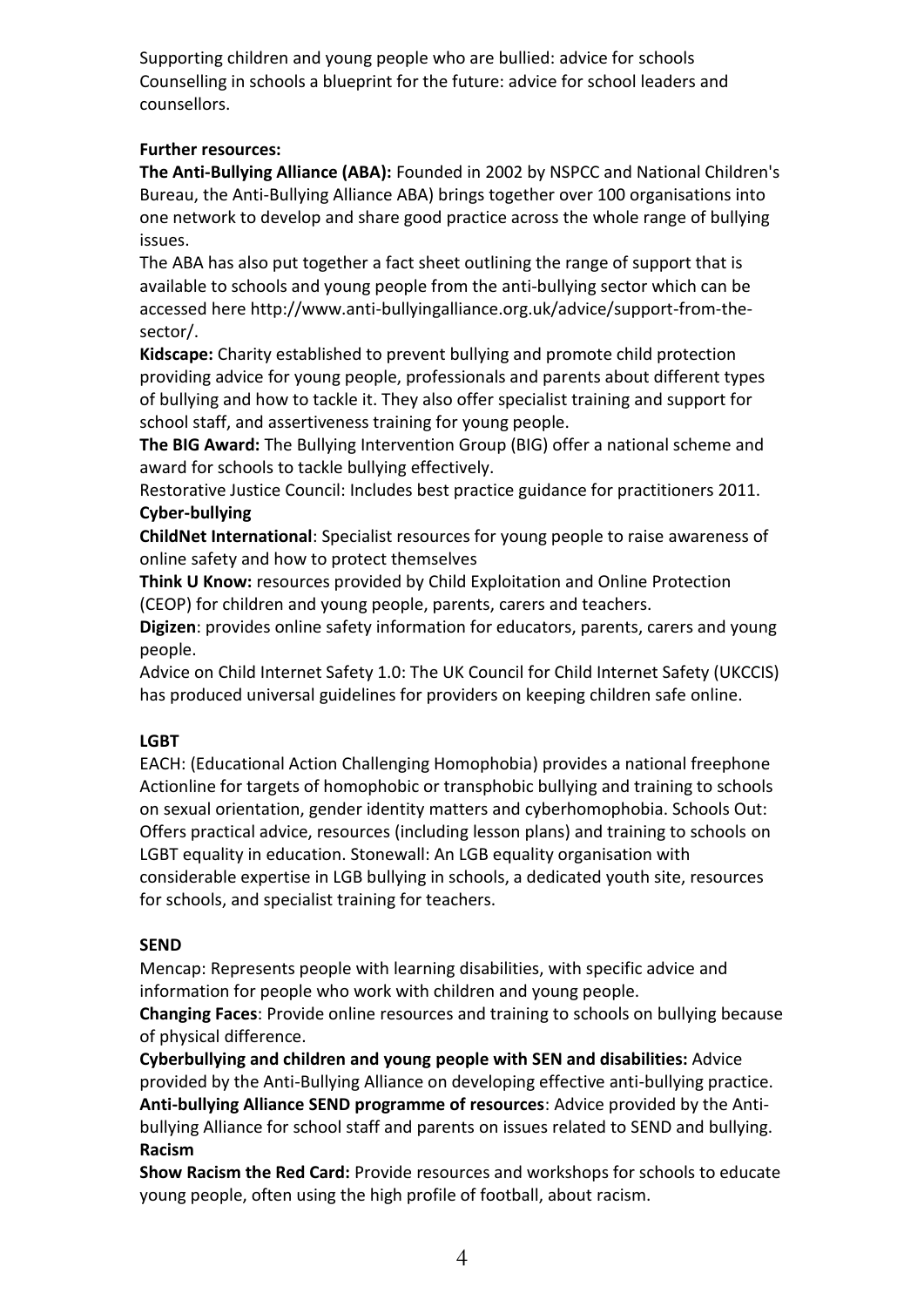Supporting children and young people who are bullied: advice for schools
Counselling in schools a blueprint for the future: advice for school leaders and counsellors.

**Further resources:**

**The Anti-Bullying Alliance (ABA):** Founded in 2002 by NSPCC and National Children's Bureau, the Anti-Bullying Alliance ABA) brings together over 100 organisations into one network to develop and share good practice across the whole range of bullying issues.

The ABA has also put together a fact sheet outlining the range of support that is available to schools and young people from the anti-bullying sector which can be accessed here http://www.anti-bullyingalliance.org.uk/advice/support-from-the-sector/.

**Kidscape:** Charity established to prevent bullying and promote child protection providing advice for young people, professionals and parents about different types of bullying and how to tackle it. They also offer specialist training and support for school staff, and assertiveness training for young people.

**The BIG Award:** The Bullying Intervention Group (BIG) offer a national scheme and award for schools to tackle bullying effectively.

Restorative Justice Council: Includes best practice guidance for practitioners 2011.

**Cyber-bullying**

**ChildNet International**: Specialist resources for young people to raise awareness of online safety and how to protect themselves

**Think U Know:** resources provided by Child Exploitation and Online Protection (CEOP) for children and young people, parents, carers and teachers.

**Digizen**: provides online safety information for educators, parents, carers and young people.

Advice on Child Internet Safety 1.0: The UK Council for Child Internet Safety (UKCCIS) has produced universal guidelines for providers on keeping children safe online.

**LGBT**

EACH: (Educational Action Challenging Homophobia) provides a national freephone Actionline for targets of homophobic or transphobic bullying and training to schools on sexual orientation, gender identity matters and cyberhomophobia. Schools Out: Offers practical advice, resources (including lesson plans) and training to schools on LGBT equality in education. Stonewall: An LGB equality organisation with considerable expertise in LGB bullying in schools, a dedicated youth site, resources for schools, and specialist training for teachers.

**SEND**

Mencap: Represents people with learning disabilities, with specific advice and information for people who work with children and young people.

**Changing Faces**: Provide online resources and training to schools on bullying because of physical difference.

**Cyberbullying and children and young people with SEN and disabilities:** Advice provided by the Anti-Bullying Alliance on developing effective anti-bullying practice.

**Anti-bullying Alliance SEND programme of resources**: Advice provided by the Anti-bullying Alliance for school staff and parents on issues related to SEND and bullying.

**Racism**

**Show Racism the Red Card:** Provide resources and workshops for schools to educate young people, often using the high profile of football, about racism.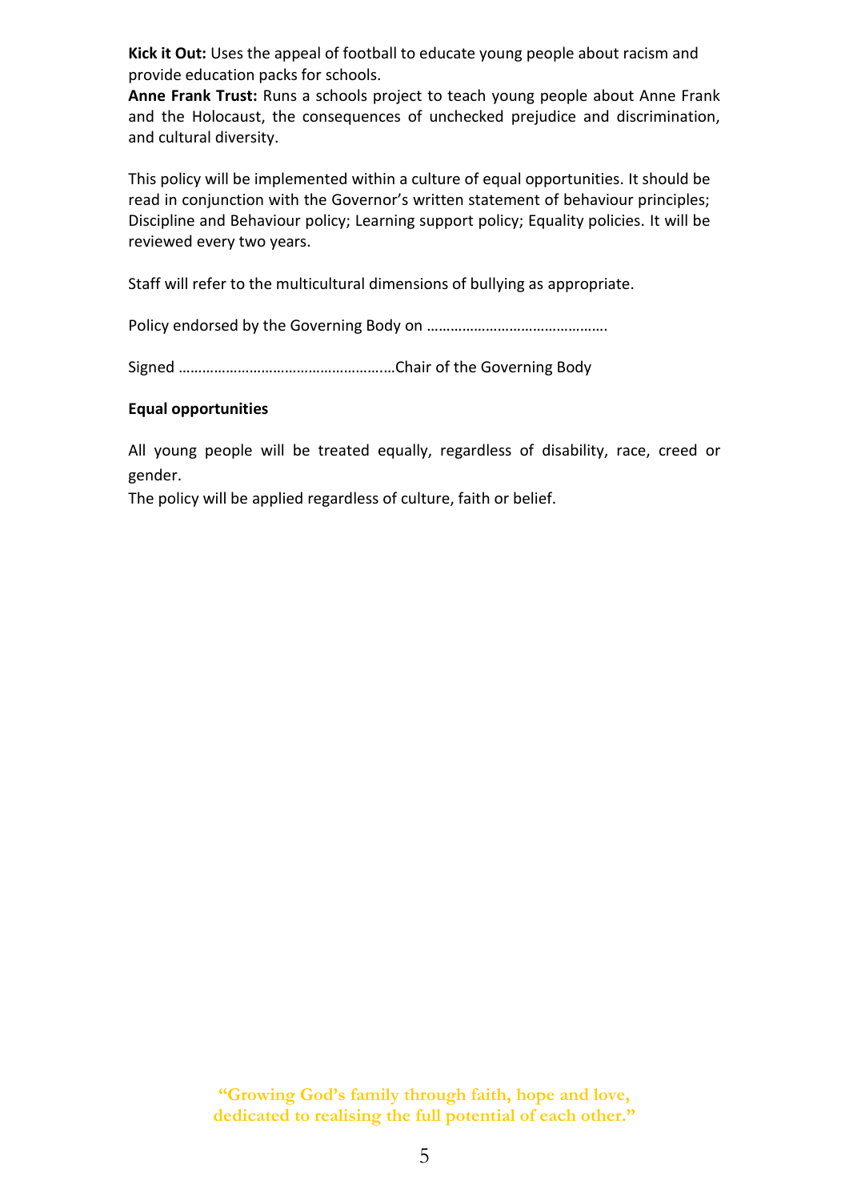**Kick it Out:** Uses the appeal of football to educate young people about racism and provide education packs for schools.
**Anne Frank Trust:** Runs a schools project to teach young people about Anne Frank and the Holocaust, the consequences of unchecked prejudice and discrimination, and cultural diversity.

This policy will be implemented within a culture of equal opportunities. It should be read in conjunction with the Governor's written statement of behaviour principles; Discipline and Behaviour policy; Learning support policy; Equality policies. It will be reviewed every two years.

Staff will refer to the multicultural dimensions of bullying as appropriate.

Policy endorsed by the Governing Body on …………………………………….

Signed ……………………………………………..Chair of the Governing Body

**Equal opportunities**

All young people will be treated equally, regardless of disability, race, creed or gender.
The policy will be applied regardless of culture, faith or belief.

"Growing God's family through faith, hope and love, dedicated to realising the full potential of each other."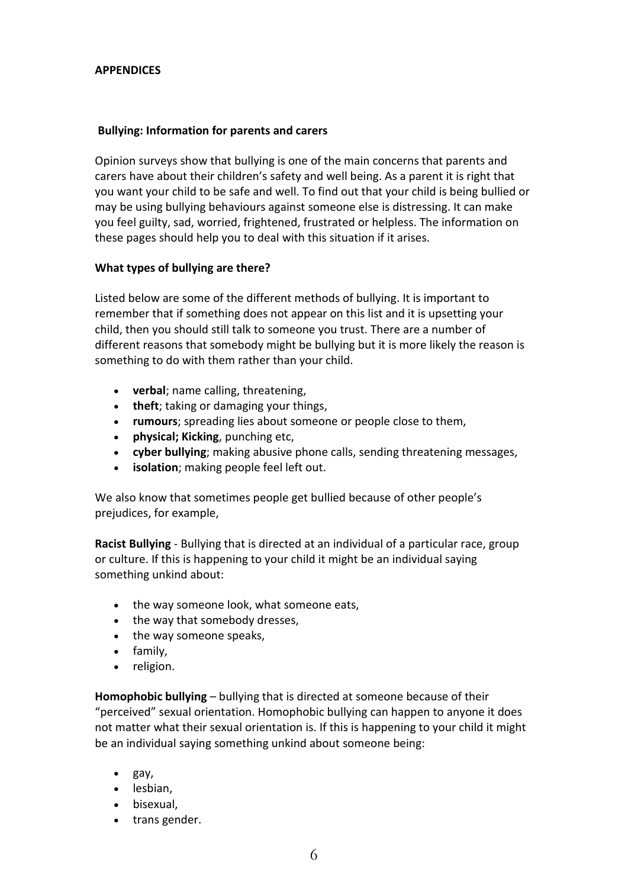**APPENDICES**

**Bullying: Information for parents and carers**

Opinion surveys show that bullying is one of the main concerns that parents and carers have about their children's safety and well being. As a parent it is right that you want your child to be safe and well. To find out that your child is being bullied or may be using bullying behaviours against someone else is distressing. It can make you feel guilty, sad, worried, frightened, frustrated or helpless. The information on these pages should help you to deal with this situation if it arises.

**What types of bullying are there?**

Listed below are some of the different methods of bullying. It is important to remember that if something does not appear on this list and it is upsetting your child, then you should still talk to someone you trust. There are a number of different reasons that somebody might be bullying but it is more likely the reason is something to do with them rather than your child.

- **verbal**; name calling, threatening,
- **theft**; taking or damaging your things,
- **rumours**; spreading lies about someone or people close to them,
- **physical; Kicking**, punching etc,
- **cyber bullying**; making abusive phone calls, sending threatening messages,
- **isolation**; making people feel left out.

We also know that sometimes people get bullied because of other people's prejudices, for example,

**Racist Bullying** - Bullying that is directed at an individual of a particular race, group or culture. If this is happening to your child it might be an individual saying something unkind about:

- the way someone look, what someone eats,
- the way that somebody dresses,
- the way someone speaks,
- family,
- religion.

**Homophobic bullying** – bullying that is directed at someone because of their "perceived" sexual orientation. Homophobic bullying can happen to anyone it does not matter what their sexual orientation is. If this is happening to your child it might be an individual saying something unkind about someone being:

- gay,
- lesbian,
- bisexual,
- trans gender.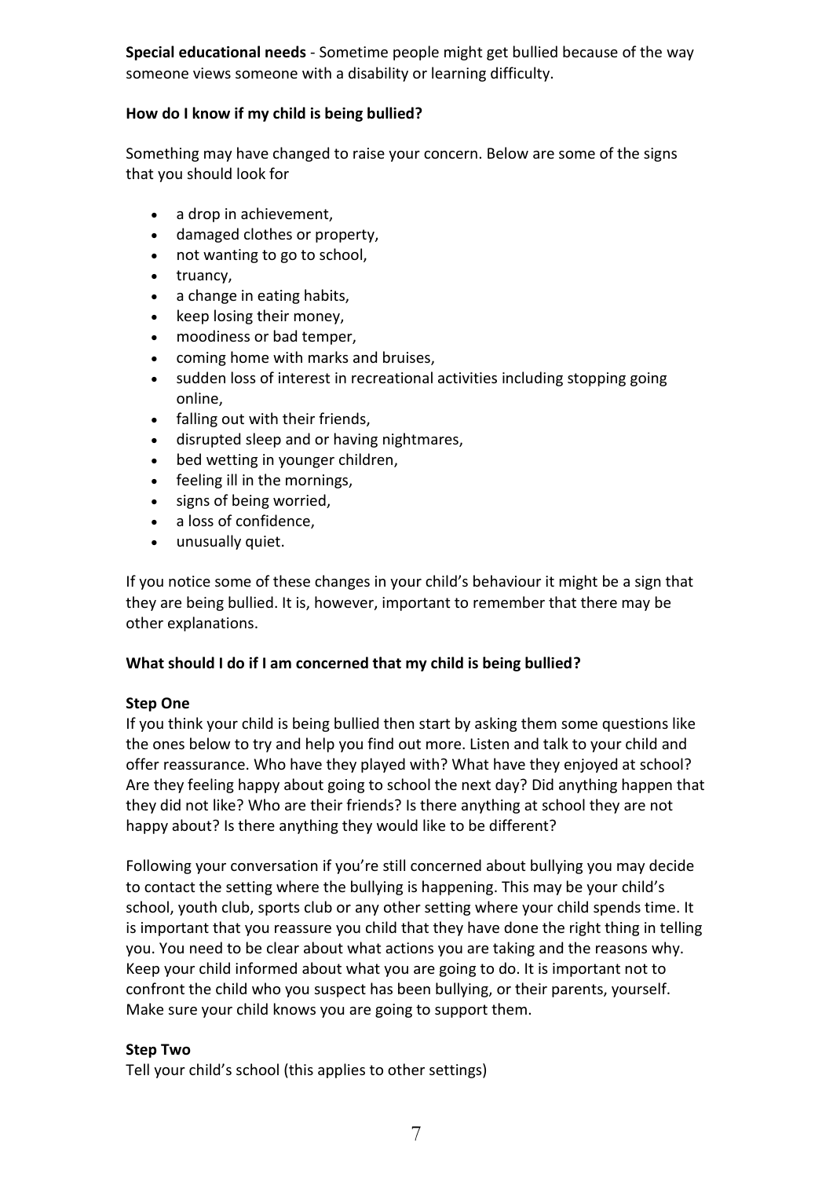**Special educational needs** - Sometime people might get bullied because of the way someone views someone with a disability or learning difficulty.

**How do I know if my child is being bullied?**

Something may have changed to raise your concern. Below are some of the signs that you should look for

- a drop in achievement,
- damaged clothes or property,
- not wanting to go to school,
- truancy,
- a change in eating habits,
- keep losing their money,
- moodiness or bad temper,
- coming home with marks and bruises,
- sudden loss of interest in recreational activities including stopping going online,
- falling out with their friends,
- disrupted sleep and or having nightmares,
- bed wetting in younger children,
- feeling ill in the mornings,
- signs of being worried,
- a loss of confidence,
- unusually quiet.

If you notice some of these changes in your child's behaviour it might be a sign that they are being bullied. It is, however, important to remember that there may be other explanations.

**What should I do if I am concerned that my child is being bullied?**

**Step One**
If you think your child is being bullied then start by asking them some questions like the ones below to try and help you find out more. Listen and talk to your child and offer reassurance. Who have they played with? What have they enjoyed at school? Are they feeling happy about going to school the next day? Did anything happen that they did not like? Who are their friends? Is there anything at school they are not happy about? Is there anything they would like to be different?

Following your conversation if you're still concerned about bullying you may decide to contact the setting where the bullying is happening. This may be your child's school, youth club, sports club or any other setting where your child spends time. It is important that you reassure you child that they have done the right thing in telling you. You need to be clear about what actions you are taking and the reasons why. Keep your child informed about what you are going to do. It is important not to confront the child who you suspect has been bullying, or their parents, yourself. Make sure your child knows you are going to support them.

**Step Two**
Tell your child's school (this applies to other settings)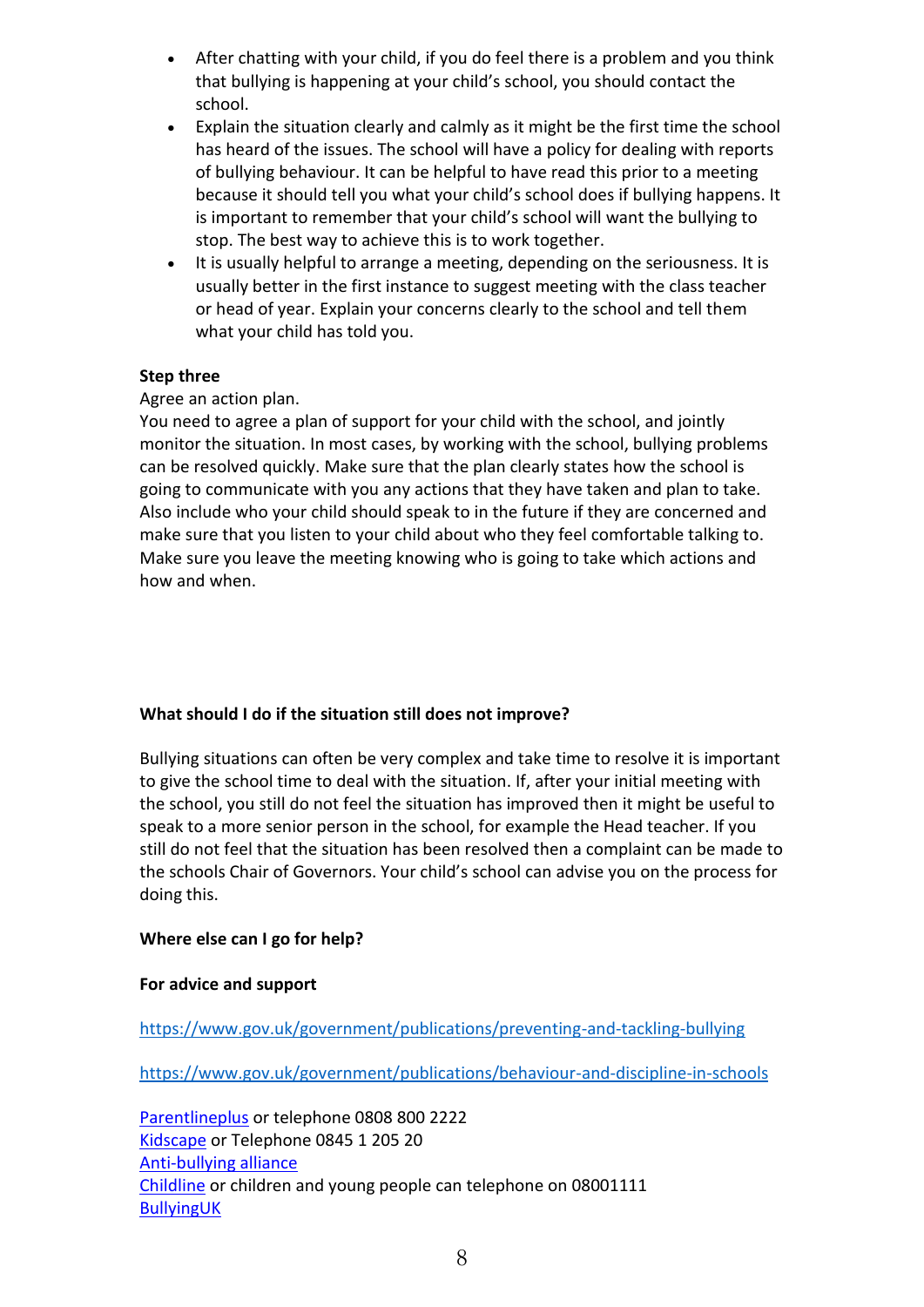- After chatting with your child, if you do feel there is a problem and you think that bullying is happening at your child's school, you should contact the school.
- Explain the situation clearly and calmly as it might be the first time the school has heard of the issues. The school will have a policy for dealing with reports of bullying behaviour. It can be helpful to have read this prior to a meeting because it should tell you what your child's school does if bullying happens. It is important to remember that your child's school will want the bullying to stop. The best way to achieve this is to work together.
- It is usually helpful to arrange a meeting, depending on the seriousness. It is usually better in the first instance to suggest meeting with the class teacher or head of year. Explain your concerns clearly to the school and tell them what your child has told you.

**Step three**

Agree an action plan.

You need to agree a plan of support for your child with the school, and jointly monitor the situation. In most cases, by working with the school, bullying problems can be resolved quickly. Make sure that the plan clearly states how the school is going to communicate with you any actions that they have taken and plan to take. Also include who your child should speak to in the future if they are concerned and make sure that you listen to your child about who they feel comfortable talking to. Make sure you leave the meeting knowing who is going to take which actions and how and when.

**What should I do if the situation still does not improve?**

Bullying situations can often be very complex and take time to resolve it is important to give the school time to deal with the situation. If, after your initial meeting with the school, you still do not feel the situation has improved then it might be useful to speak to a more senior person in the school, for example the Head teacher. If you still do not feel that the situation has been resolved then a complaint can be made to the schools Chair of Governors. Your child's school can advise you on the process for doing this.

**Where else can I go for help?**

**For advice and support**

https://www.gov.uk/government/publications/preventing-and-tackling-bullying

https://www.gov.uk/government/publications/behaviour-and-discipline-in-schools

Parentlineplus or telephone 0808 800 2222
Kidscape or Telephone 0845 1 205 20
Anti-bullying alliance
Childline or children and young people can telephone on 08001111
BullyingUK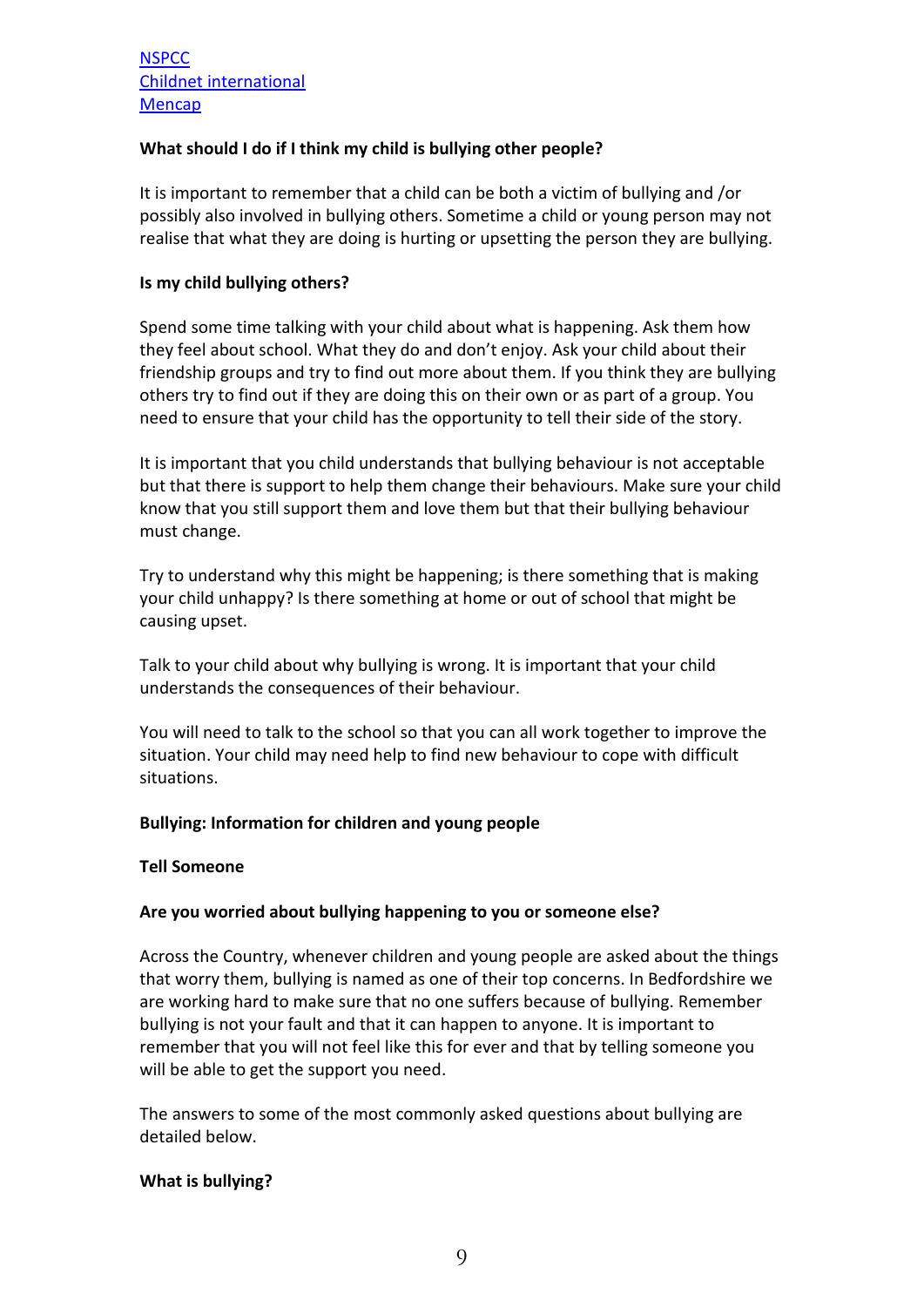[NSPCC]
[Childnet international]
[Mencap]

**What should I do if I think my child is bullying other people?**

It is important to remember that a child can be both a victim of bullying and /or possibly also involved in bullying others. Sometime a child or young person may not realise that what they are doing is hurting or upsetting the person they are bullying.

**Is my child bullying others?**

Spend some time talking with your child about what is happening. Ask them how they feel about school. What they do and don't enjoy. Ask your child about their friendship groups and try to find out more about them. If you think they are bullying others try to find out if they are doing this on their own or as part of a group. You need to ensure that your child has the opportunity to tell their side of the story.

It is important that you child understands that bullying behaviour is not acceptable but that there is support to help them change their behaviours. Make sure your child know that you still support them and love them but that their bullying behaviour must change.

Try to understand why this might be happening; is there something that is making your child unhappy? Is there something at home or out of school that might be causing upset.

Talk to your child about why bullying is wrong. It is important that your child understands the consequences of their behaviour.

You will need to talk to the school so that you can all work together to improve the situation. Your child may need help to find new behaviour to cope with difficult situations.

**Bullying: Information for children and young people**

**Tell Someone**

**Are you worried about bullying happening to you or someone else?**

Across the Country, whenever children and young people are asked about the things that worry them, bullying is named as one of their top concerns. In Bedfordshire we are working hard to make sure that no one suffers because of bullying. Remember bullying is not your fault and that it can happen to anyone. It is important to remember that you will not feel like this for ever and that by telling someone you will be able to get the support you need.

The answers to some of the most commonly asked questions about bullying are detailed below.

**What is bullying?**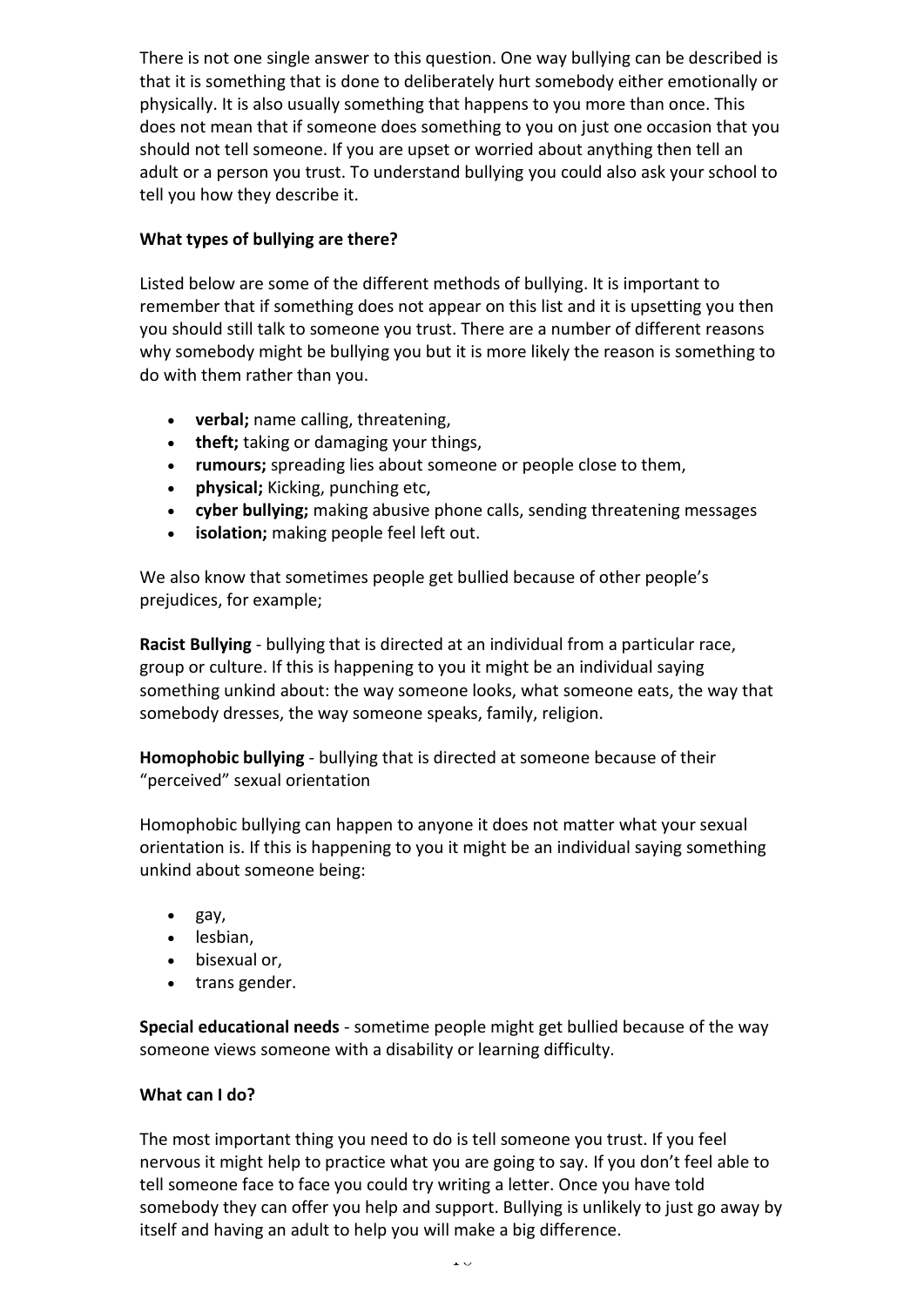There is not one single answer to this question. One way bullying can be described is that it is something that is done to deliberately hurt somebody either emotionally or physically. It is also usually something that happens to you more than once. This does not mean that if someone does something to you on just one occasion that you should not tell someone. If you are upset or worried about anything then tell an adult or a person you trust. To understand bullying you could also ask your school to tell you how they describe it.

**What types of bullying are there?**

Listed below are some of the different methods of bullying. It is important to remember that if something does not appear on this list and it is upsetting you then you should still talk to someone you trust. There are a number of different reasons why somebody might be bullying you but it is more likely the reason is something to do with them rather than you.

- **verbal;** name calling, threatening,
- **theft;** taking or damaging your things,
- **rumours;** spreading lies about someone or people close to them,
- **physical;** Kicking, punching etc,
- **cyber bullying;** making abusive phone calls, sending threatening messages
- **isolation;** making people feel left out.

We also know that sometimes people get bullied because of other people's prejudices, for example;

**Racist Bullying** - bullying that is directed at an individual from a particular race, group or culture. If this is happening to you it might be an individual saying something unkind about: the way someone looks, what someone eats, the way that somebody dresses, the way someone speaks, family, religion.

**Homophobic bullying** - bullying that is directed at someone because of their "perceived" sexual orientation

Homophobic bullying can happen to anyone it does not matter what your sexual orientation is. If this is happening to you it might be an individual saying something unkind about someone being:

- gay,
- lesbian,
- bisexual or,
- trans gender.

**Special educational needs** - sometime people might get bullied because of the way someone views someone with a disability or learning difficulty.

**What can I do?**

The most important thing you need to do is tell someone you trust. If you feel nervous it might help to practice what you are going to say. If you don't feel able to tell someone face to face you could try writing a letter. Once you have told somebody they can offer you help and support. Bullying is unlikely to just go away by itself and having an adult to help you will make a big difference.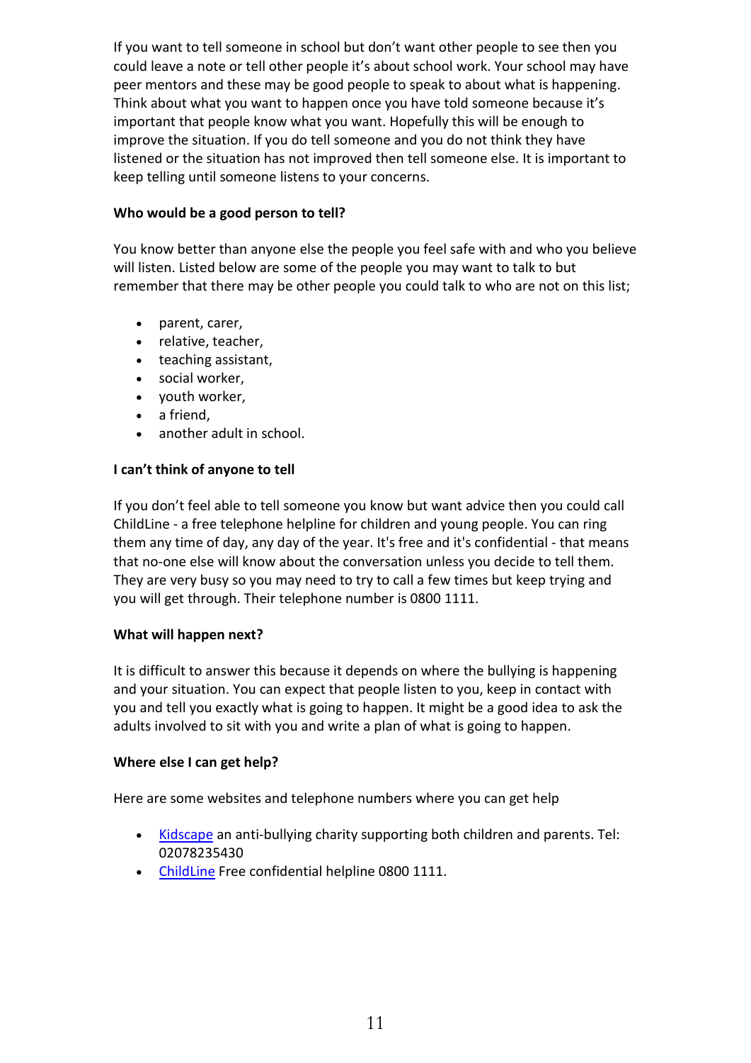If you want to tell someone in school but don't want other people to see then you could leave a note or tell other people it's about school work. Your school may have peer mentors and these may be good people to speak to about what is happening. Think about what you want to happen once you have told someone because it's important that people know what you want. Hopefully this will be enough to improve the situation. If you do tell someone and you do not think they have listened or the situation has not improved then tell someone else. It is important to keep telling until someone listens to your concerns.

**Who would be a good person to tell?**

You know better than anyone else the people you feel safe with and who you believe will listen. Listed below are some of the people you may want to talk to but remember that there may be other people you could talk to who are not on this list;

- parent, carer,
- relative, teacher,
- teaching assistant,
- social worker,
- youth worker,
- a friend,
- another adult in school.

**I can't think of anyone to tell**

If you don't feel able to tell someone you know but want advice then you could call ChildLine - a free telephone helpline for children and young people. You can ring them any time of day, any day of the year. It's free and it's confidential - that means that no-one else will know about the conversation unless you decide to tell them. They are very busy so you may need to try to call a few times but keep trying and you will get through. Their telephone number is 0800 1111.

**What will happen next?**

It is difficult to answer this because it depends on where the bullying is happening and your situation. You can expect that people listen to you, keep in contact with you and tell you exactly what is going to happen. It might be a good idea to ask the adults involved to sit with you and write a plan of what is going to happen.

**Where else I can get help?**

Here are some websites and telephone numbers where you can get help

- Kidscape an anti-bullying charity supporting both children and parents. Tel: 02078235430
- ChildLine Free confidential helpline 0800 1111.